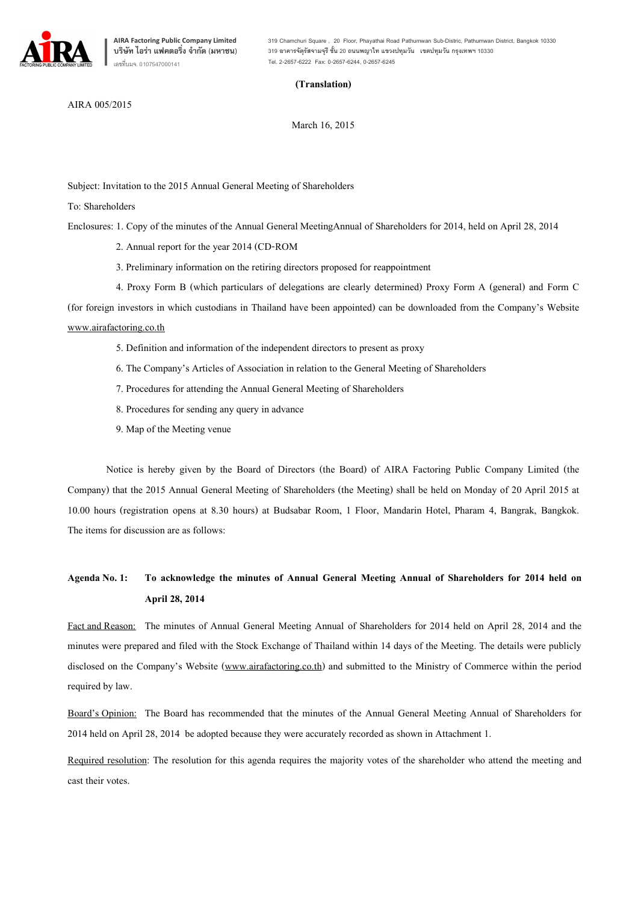AIRA Factoring Public Company Limited
บริษัท ไอร่า แฟคตอริ่ง จำกัด (มหาชน)
เลขที่บมจ. 0107547000141

319 Chamchuri Square , 20 Floor, Phayathai Road Pathumwan Sub-Distric, Pathumwan District, Bangkok 10330
319 อาคารจัตุรัสจามจุรี ชั้น 20 ถนนพญาไท แขวงปทุมวัน เขตปทุมวัน กรุงเทพฯ 10330
Tel. 2-2657-6222 Fax: 0-2657-6244, 0-2657-6245

**(Translation)**

AIRA 005/2015

March 16, 2015

Subject: Invitation to the 2015 Annual General Meeting of Shareholders

To: Shareholders

Enclosures: 1. Copy of the minutes of the Annual General MeetingAnnual of Shareholders for 2014, held on April 28, 2014

2. Annual report for the year 2014 (CD-ROM

3. Preliminary information on the retiring directors proposed for reappointment

4. Proxy Form B (which particulars of delegations are clearly determined) Proxy Form A (general) and Form C (for foreign investors in which custodians in Thailand have been appointed) can be downloaded from the Company's Website www.airafactoring.co.th

5. Definition and information of the independent directors to present as proxy

6. The Company's Articles of Association in relation to the General Meeting of Shareholders

7. Procedures for attending the Annual General Meeting of Shareholders

8. Procedures for sending any query in advance

9. Map of the Meeting venue

Notice is hereby given by the Board of Directors (the Board) of AIRA Factoring Public Company Limited (the Company) that the 2015 Annual General Meeting of Shareholders (the Meeting) shall be held on Monday of 20 April 2015 at 10.00 hours (registration opens at 8.30 hours) at Budsabar Room, 1 Floor, Mandarin Hotel, Pharam 4, Bangrak, Bangkok. The items for discussion are as follows:

**Agenda No. 1: To acknowledge the minutes of Annual General Meeting Annual of Shareholders for 2014 held on April 28, 2014**

Fact and Reason: The minutes of Annual General Meeting Annual of Shareholders for 2014 held on April 28, 2014 and the minutes were prepared and filed with the Stock Exchange of Thailand within 14 days of the Meeting. The details were publicly disclosed on the Company's Website (www.airafactoring.co.th) and submitted to the Ministry of Commerce within the period required by law.

Board's Opinion: The Board has recommended that the minutes of the Annual General Meeting Annual of Shareholders for 2014 held on April 28, 2014 be adopted because they were accurately recorded as shown in Attachment 1.

Required resolution: The resolution for this agenda requires the majority votes of the shareholder who attend the meeting and cast their votes.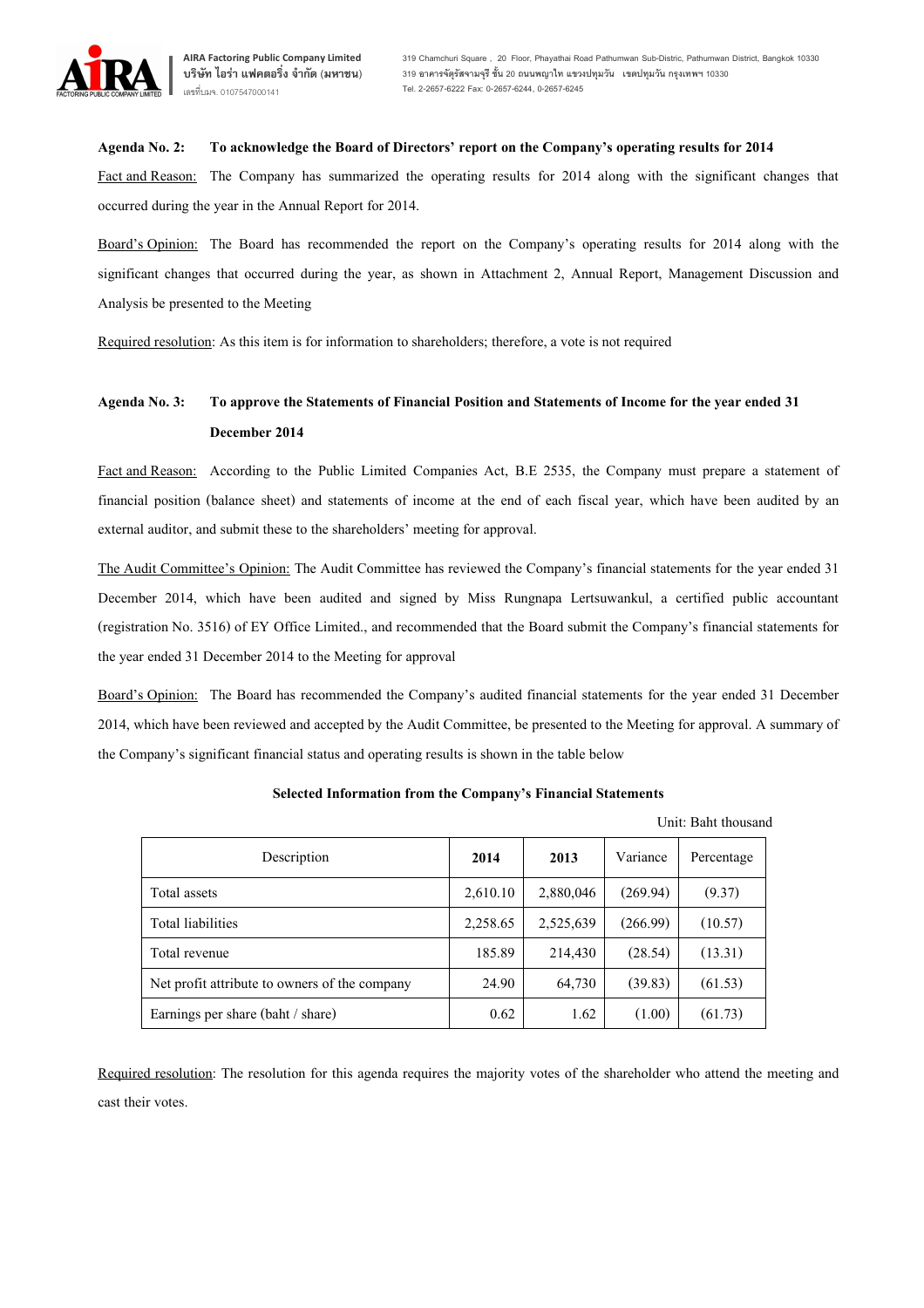**Agenda No. 2: To acknowledge the Board of Directors' report on the Company's operating results for 2014**

Fact and Reason: The Company has summarized the operating results for 2014 along with the significant changes that occurred during the year in the Annual Report for 2014.

Board's Opinion: The Board has recommended the report on the Company's operating results for 2014 along with the significant changes that occurred during the year, as shown in Attachment 2, Annual Report, Management Discussion and Analysis be presented to the Meeting

Required resolution: As this item is for information to shareholders; therefore, a vote is not required

**Agenda No. 3: To approve the Statements of Financial Position and Statements of Income for the year ended 31 December 2014**

Fact and Reason: According to the Public Limited Companies Act, B.E 2535, the Company must prepare a statement of financial position (balance sheet) and statements of income at the end of each fiscal year, which have been audited by an external auditor, and submit these to the shareholders' meeting for approval.

The Audit Committee's Opinion: The Audit Committee has reviewed the Company's financial statements for the year ended 31 December 2014, which have been audited and signed by Miss Rungnapa Lertsuwankul, a certified public accountant (registration No. 3516) of EY Office Limited., and recommended that the Board submit the Company's financial statements for the year ended 31 December 2014 to the Meeting for approval

Board's Opinion: The Board has recommended the Company's audited financial statements for the year ended 31 December 2014, which have been reviewed and accepted by the Audit Committee, be presented to the Meeting for approval. A summary of the Company's significant financial status and operating results is shown in the table below

**Selected Information from the Company's Financial Statements**

Unit: Baht thousand

| Description | **2014** | **2013** | Variance | Percentage |
|---|---|---|---|---|
| Total assets | 2,610.10 | 2,880,046 | (269.94) | (9.37) |
| Total liabilities | 2,258.65 | 2,525,639 | (266.99) | (10.57) |
| Total revenue | 185.89 | 214,430 | (28.54) | (13.31) |
| Net profit attribute to owners of the company | 24.90 | 64,730 | (39.83) | (61.53) |
| Earnings per share (baht / share) | 0.62 | 1.62 | (1.00) | (61.73) |

Required resolution: The resolution for this agenda requires the majority votes of the shareholder who attend the meeting and cast their votes.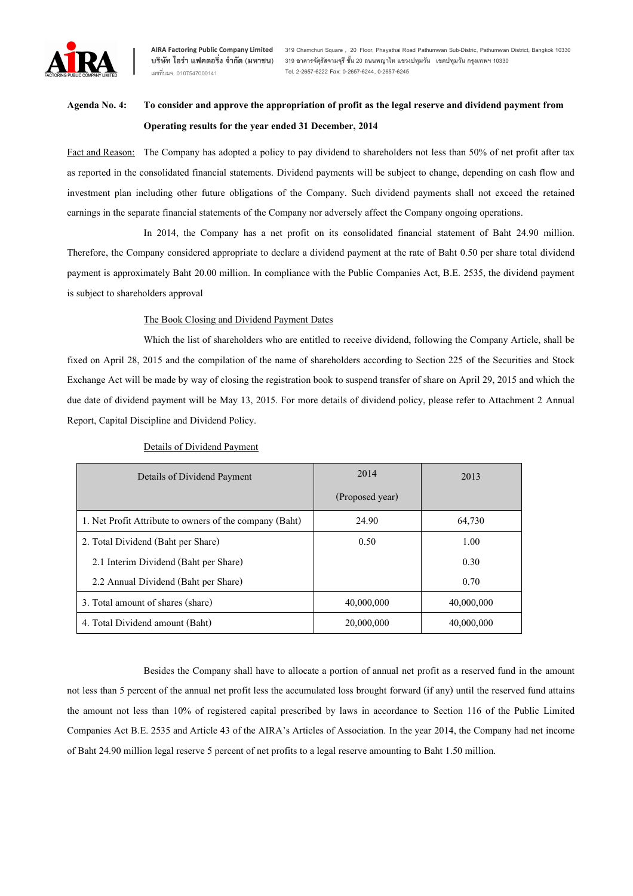**Agenda No. 4: To consider and approve the appropriation of profit as the legal reserve and dividend payment from Operating results for the year ended 31 December, 2014**

Fact and Reason: The Company has adopted a policy to pay dividend to shareholders not less than 50% of net profit after tax as reported in the consolidated financial statements. Dividend payments will be subject to change, depending on cash flow and investment plan including other future obligations of the Company. Such dividend payments shall not exceed the retained earnings in the separate financial statements of the Company nor adversely affect the Company ongoing operations.

In 2014, the Company has a net profit on its consolidated financial statement of Baht 24.90 million. Therefore, the Company considered appropriate to declare a dividend payment at the rate of Baht 0.50 per share total dividend payment is approximately Baht 20.00 million. In compliance with the Public Companies Act, B.E. 2535, the dividend payment is subject to shareholders approval

The Book Closing and Dividend Payment Dates

Which the list of shareholders who are entitled to receive dividend, following the Company Article, shall be fixed on April 28, 2015 and the compilation of the name of shareholders according to Section 225 of the Securities and Stock Exchange Act will be made by way of closing the registration book to suspend transfer of share on April 29, 2015 and which the due date of dividend payment will be May 13, 2015. For more details of dividend policy, please refer to Attachment 2 Annual Report, Capital Discipline and Dividend Policy.

Details of Dividend Payment

| Details of Dividend Payment | 2014 (Proposed year) | 2013 |
|---|---|---|
| 1. Net Profit Attribute to owners of the company (Baht) | 24.90 | 64,730 |
| 2. Total Dividend (Baht per Share) | 0.50 | 1.00 |
| 2.1 Interim Dividend (Baht per Share) | | 0.30 |
| 2.2 Annual Dividend (Baht per Share) | | 0.70 |
| 3. Total amount of shares (share) | 40,000,000 | 40,000,000 |
| 4. Total Dividend amount (Baht) | 20,000,000 | 40,000,000 |

Besides the Company shall have to allocate a portion of annual net profit as a reserved fund in the amount not less than 5 percent of the annual net profit less the accumulated loss brought forward (if any) until the reserved fund attains the amount not less than 10% of registered capital prescribed by laws in accordance to Section 116 of the Public Limited Companies Act B.E. 2535 and Article 43 of the AIRA's Articles of Association. In the year 2014, the Company had net income of Baht 24.90 million legal reserve 5 percent of net profits to a legal reserve amounting to Baht 1.50 million.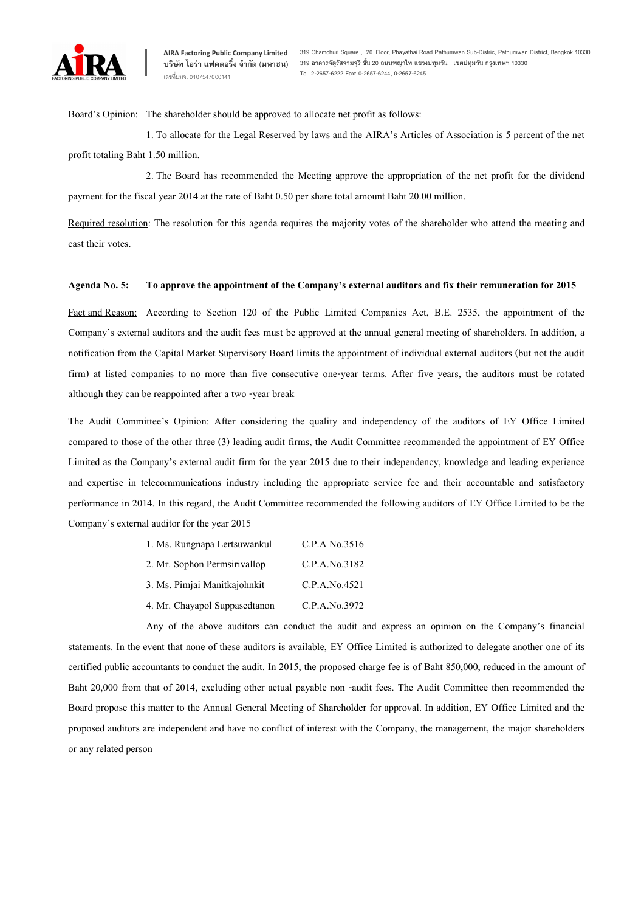Board's Opinion: The shareholder should be approved to allocate net profit as follows:

1. To allocate for the Legal Reserved by laws and the AIRA's Articles of Association is 5 percent of the net profit totaling Baht 1.50 million.

2. The Board has recommended the Meeting approve the appropriation of the net profit for the dividend payment for the fiscal year 2014 at the rate of Baht 0.50 per share total amount Baht 20.00 million.

Required resolution: The resolution for this agenda requires the majority votes of the shareholder who attend the meeting and cast their votes.

**Agenda No. 5: To approve the appointment of the Company's external auditors and fix their remuneration for 2015**

Fact and Reason: According to Section 120 of the Public Limited Companies Act, B.E. 2535, the appointment of the Company's external auditors and the audit fees must be approved at the annual general meeting of shareholders. In addition, a notification from the Capital Market Supervisory Board limits the appointment of individual external auditors (but not the audit firm) at listed companies to no more than five consecutive one-year terms. After five years, the auditors must be rotated although they can be reappointed after a two -year break

The Audit Committee's Opinion: After considering the quality and independency of the auditors of EY Office Limited compared to those of the other three (3) leading audit firms, the Audit Committee recommended the appointment of EY Office Limited as the Company's external audit firm for the year 2015 due to their independency, knowledge and leading experience and expertise in telecommunications industry including the appropriate service fee and their accountable and satisfactory performance in 2014. In this regard, the Audit Committee recommended the following auditors of EY Office Limited to be the Company's external auditor for the year 2015

| | |
|---|---|
| 1. Ms. Rungnapa Lertsuwankul | C.P.A No.3516 |
| 2. Mr. Sophon Permsirivallop | C.P.A.No.3182 |
| 3. Ms. Pimjai Manitkajohnkit | C.P.A.No.4521 |
| 4. Mr. Chayapol Suppasedtanon | C.P.A.No.3972 |

Any of the above auditors can conduct the audit and express an opinion on the Company's financial statements. In the event that none of these auditors is available, EY Office Limited is authorized to delegate another one of its certified public accountants to conduct the audit. In 2015, the proposed charge fee is of Baht 850,000, reduced in the amount of Baht 20,000 from that of 2014, excluding other actual payable non -audit fees. The Audit Committee then recommended the Board propose this matter to the Annual General Meeting of Shareholder for approval. In addition, EY Office Limited and the proposed auditors are independent and have no conflict of interest with the Company, the management, the major shareholders or any related person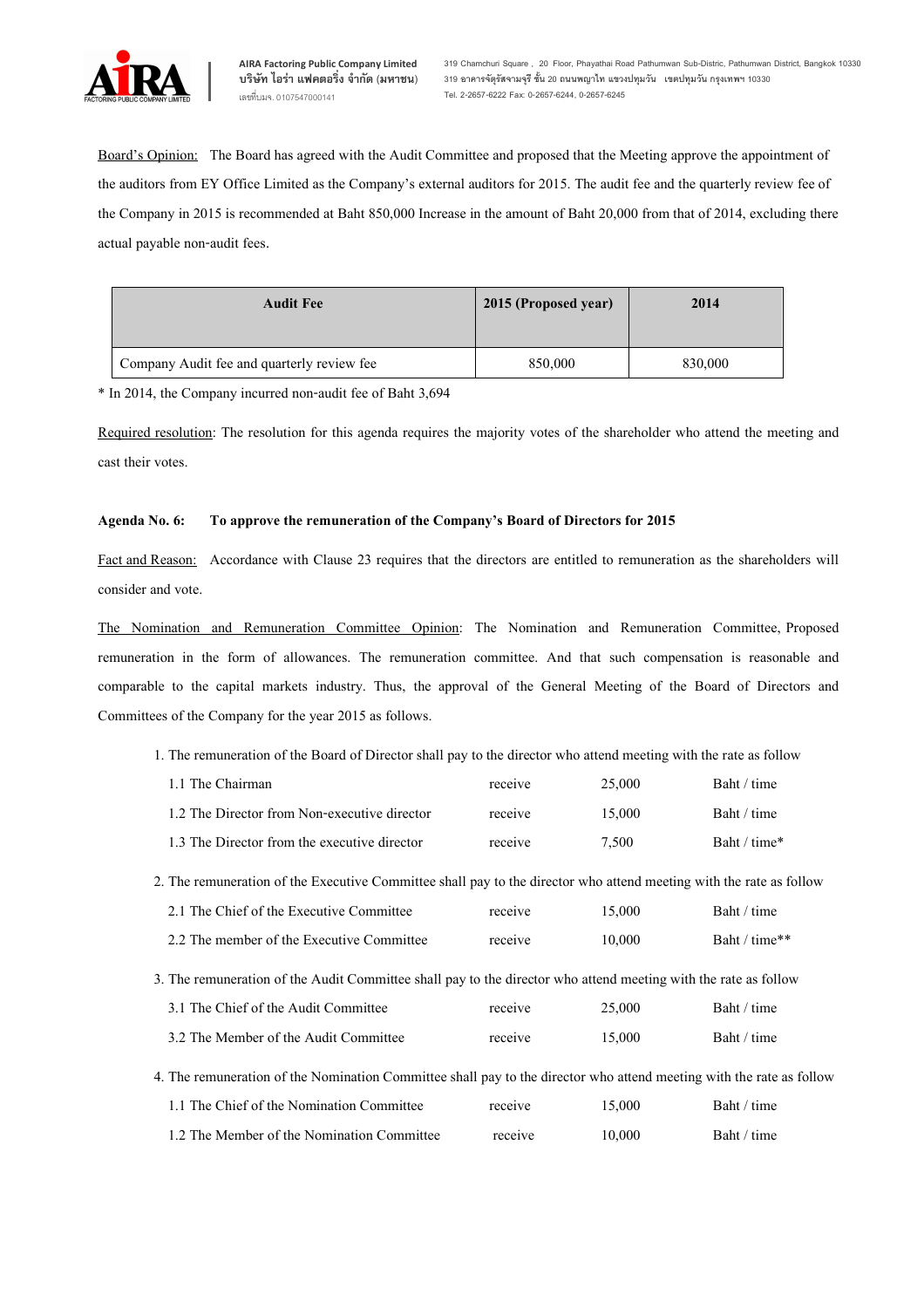Board's Opinion: The Board has agreed with the Audit Committee and proposed that the Meeting approve the appointment of the auditors from EY Office Limited as the Company's external auditors for 2015. The audit fee and the quarterly review fee of the Company in 2015 is recommended at Baht 850,000 Increase in the amount of Baht 20,000 from that of 2014, excluding there actual payable non-audit fees.

| Audit Fee | 2015 (Proposed year) | 2014 |
|---|---|---|
| Company Audit fee and quarterly review fee | 850,000 | 830,000 |

* In 2014, the Company incurred non-audit fee of Baht 3,694

Required resolution: The resolution for this agenda requires the majority votes of the shareholder who attend the meeting and cast their votes.

**Agenda No. 6: To approve the remuneration of the Company's Board of Directors for 2015**

Fact and Reason: Accordance with Clause 23 requires that the directors are entitled to remuneration as the shareholders will consider and vote.

The Nomination and Remuneration Committee Opinion: The Nomination and Remuneration Committee, Proposed remuneration in the form of allowances. The remuneration committee. And that such compensation is reasonable and comparable to the capital markets industry. Thus, the approval of the General Meeting of the Board of Directors and Committees of the Company for the year 2015 as follows.

1. The remuneration of the Board of Director shall pay to the director who attend meeting with the rate as follow

| | | | |
|---|---|---|---|
| 1.1 The Chairman | receive | 25,000 | Baht / time |
| 1.2 The Director from Non-executive director | receive | 15,000 | Baht / time |
| 1.3 The Director from the executive director | receive | 7,500 | Baht / time* |

2. The remuneration of the Executive Committee shall pay to the director who attend meeting with the rate as follow

| | | | |
|---|---|---|---|
| 2.1 The Chief of the Executive Committee | receive | 15,000 | Baht / time |
| 2.2 The member of the Executive Committee | receive | 10,000 | Baht / time** |

3. The remuneration of the Audit Committee shall pay to the director who attend meeting with the rate as follow

| | | | |
|---|---|---|---|
| 3.1 The Chief of the Audit Committee | receive | 25,000 | Baht / time |
| 3.2 The Member of the Audit Committee | receive | 15,000 | Baht / time |

4. The remuneration of the Nomination Committee shall pay to the director who attend meeting with the rate as follow

| | | | |
|---|---|---|---|
| 1.1 The Chief of the Nomination Committee | receive | 15,000 | Baht / time |
| 1.2 The Member of the Nomination Committee | receive | 10,000 | Baht / time |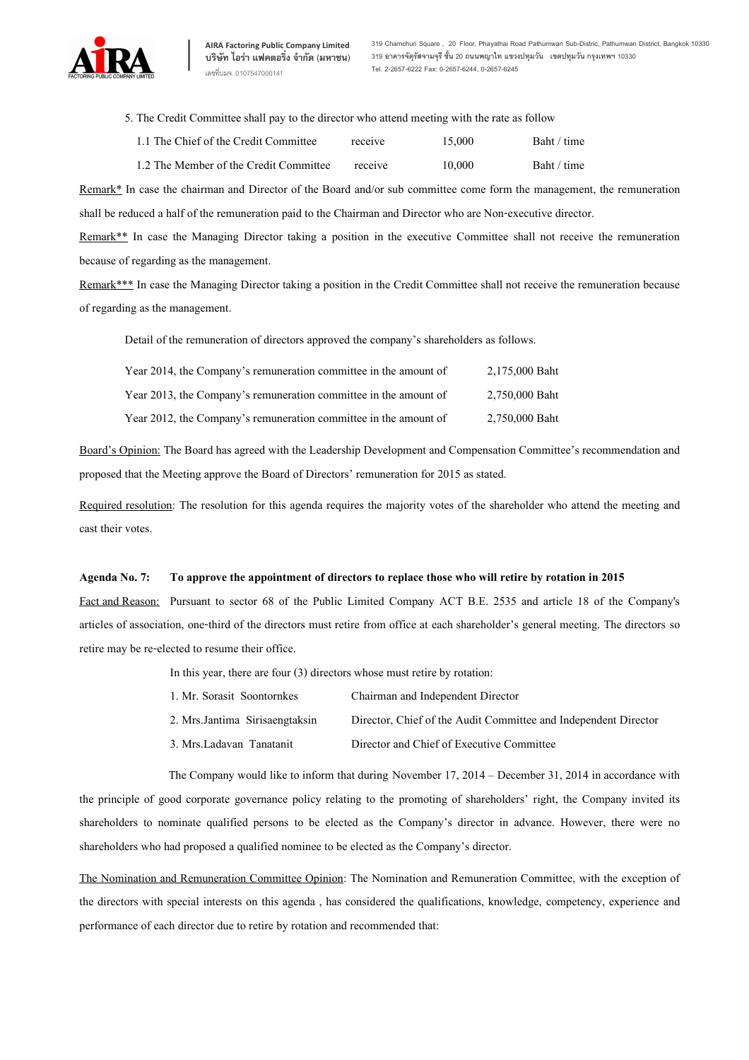5. The Credit Committee shall pay to the director who attend meeting with the rate as follow

| | | | |
|---|---|---|---|
| 1.1 The Chief of the Credit Committee | receive | 15,000 | Baht / time |
| 1.2 The Member of the Credit Committee | receive | 10,000 | Baht / time |

Remark* In case the chairman and Director of the Board and/or sub committee come form the management, the remuneration shall be reduced a half of the remuneration paid to the Chairman and Director who are Non-executive director.

Remark** In case the Managing Director taking a position in the executive Committee shall not receive the remuneration because of regarding as the management.

Remark*** In case the Managing Director taking a position in the Credit Committee shall not receive the remuneration because of regarding as the management.

Detail of the remuneration of directors approved the company's shareholders as follows.

| | |
|---|---|
| Year 2014, the Company's remuneration committee in the amount of | 2,175,000 Baht |
| Year 2013, the Company's remuneration committee in the amount of | 2,750,000 Baht |
| Year 2012, the Company's remuneration committee in the amount of | 2,750,000 Baht |

Board's Opinion: The Board has agreed with the Leadership Development and Compensation Committee's recommendation and proposed that the Meeting approve the Board of Directors' remuneration for 2015 as stated.

Required resolution: The resolution for this agenda requires the majority votes of the shareholder who attend the meeting and cast their votes.

**Agenda No. 7: To approve the appointment of directors to replace those who will retire by rotation in 2015**

Fact and Reason: Pursuant to sector 68 of the Public Limited Company ACT B.E. 2535 and article 18 of the Company's articles of association, one-third of the directors must retire from office at each shareholder's general meeting. The directors so retire may be re-elected to resume their office.

In this year, there are four (3) directors whose must retire by rotation:

| | |
|---|---|
| 1. Mr. Sorasit Soontornkes | Chairman and Independent Director |
| 2. Mrs.Jantima Sirisaengtaksin | Director, Chief of the Audit Committee and Independent Director |
| 3. Mrs.Ladavan Tanatanit | Director and Chief of Executive Committee |

The Company would like to inform that during November 17, 2014 – December 31, 2014 in accordance with the principle of good corporate governance policy relating to the promoting of shareholders' right, the Company invited its shareholders to nominate qualified persons to be elected as the Company's director in advance. However, there were no shareholders who had proposed a qualified nominee to be elected as the Company's director.

The Nomination and Remuneration Committee Opinion: The Nomination and Remuneration Committee, with the exception of the directors with special interests on this agenda , has considered the qualifications, knowledge, competency, experience and performance of each director due to retire by rotation and recommended that: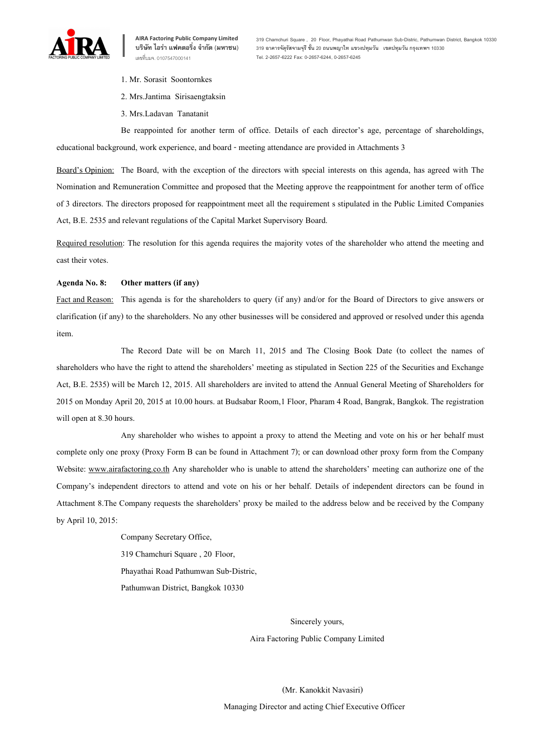1. Mr. Sorasit Soontornkes
2. Mrs.Jantima Sirisaengtaksin
3. Mrs.Ladavan Tanatanit

Be reappointed for another term of office. Details of each director's age, percentage of shareholdings, educational background, work experience, and board - meeting attendance are provided in Attachments 3

Board's Opinion: The Board, with the exception of the directors with special interests on this agenda, has agreed with The Nomination and Remuneration Committee and proposed that the Meeting approve the reappointment for another term of office of 3 directors. The directors proposed for reappointment meet all the requirement s stipulated in the Public Limited Companies Act, B.E. 2535 and relevant regulations of the Capital Market Supervisory Board.

Required resolution: The resolution for this agenda requires the majority votes of the shareholder who attend the meeting and cast their votes.

**Agenda No. 8: Other matters (if any)**

Fact and Reason: This agenda is for the shareholders to query (if any) and/or for the Board of Directors to give answers or clarification (if any) to the shareholders. No any other businesses will be considered and approved or resolved under this agenda item.

The Record Date will be on March 11, 2015 and The Closing Book Date (to collect the names of shareholders who have the right to attend the shareholders' meeting as stipulated in Section 225 of the Securities and Exchange Act, B.E. 2535) will be March 12, 2015. All shareholders are invited to attend the Annual General Meeting of Shareholders for 2015 on Monday April 20, 2015 at 10.00 hours. at Budsabar Room,1 Floor, Pharam 4 Road, Bangrak, Bangkok. The registration will open at 8.30 hours.

Any shareholder who wishes to appoint a proxy to attend the Meeting and vote on his or her behalf must complete only one proxy (Proxy Form B can be found in Attachment 7); or can download other proxy form from the Company Website: www.airafactoring.co.th Any shareholder who is unable to attend the shareholders' meeting can authorize one of the Company's independent directors to attend and vote on his or her behalf. Details of independent directors can be found in Attachment 8.The Company requests the shareholders' proxy be mailed to the address below and be received by the Company by April 10, 2015:

Company Secretary Office,
319 Chamchuri Square , 20 Floor,
Phayathai Road Pathumwan Sub-Distric,
Pathumwan District, Bangkok 10330

Sincerely yours,

Aira Factoring Public Company Limited

(Mr. Kanokkit Navasiri)

Managing Director and acting Chief Executive Officer